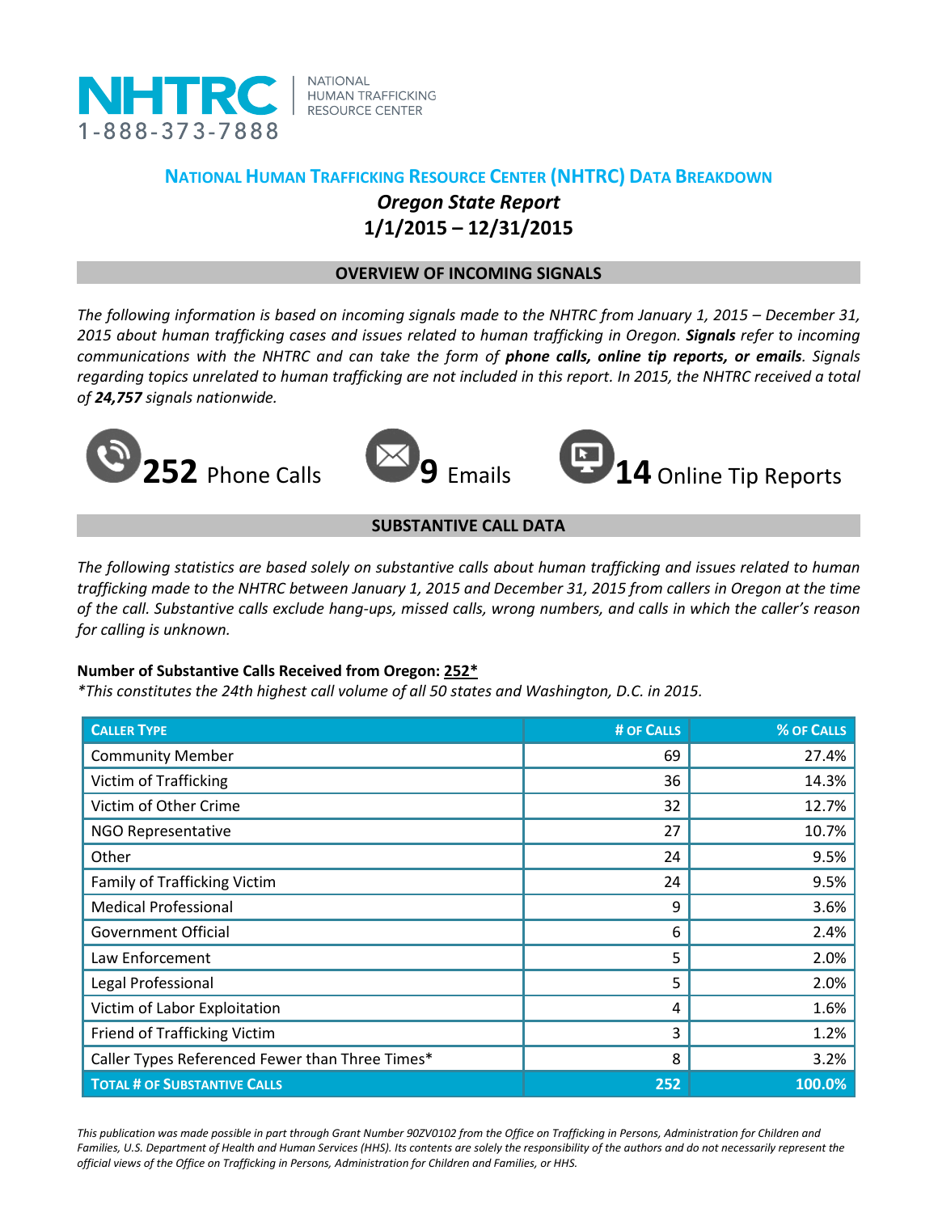**NHTRC** | NATIONAL HUMAN TRAFFICKING RESOURCE CENTER
1-888-373-7888

# National Human Trafficking Resource Center (NHTRC) Data Breakdown

## *Oregon State Report*

## 1/1/2015 – 12/31/2015

### OVERVIEW OF INCOMING SIGNALS

*The following information is based on incoming signals made to the NHTRC from January 1, 2015 – December 31, 2015 about human trafficking cases and issues related to human trafficking in Oregon.* ***Signals*** *refer to incoming communications with the NHTRC and can take the form of* ***phone calls, online tip reports, or emails****. Signals regarding topics unrelated to human trafficking are not included in this report. In 2015, the NHTRC received a total of* ***24,757*** *signals nationwide.*

**252** Phone Calls **9** Emails **14** Online Tip Reports

### SUBSTANTIVE CALL DATA

*The following statistics are based solely on substantive calls about human trafficking and issues related to human trafficking made to the NHTRC between January 1, 2015 and December 31, 2015 from callers in Oregon at the time of the call. Substantive calls exclude hang-ups, missed calls, wrong numbers, and calls in which the caller's reason for calling is unknown.*

**Number of Substantive Calls Received from Oregon: 252***

**This constitutes the 24th highest call volume of all 50 states and Washington, D.C. in 2015.*

| Caller Type | # of Calls | % of Calls |
|---|---|---|
| Community Member | 69 | 27.4% |
| Victim of Trafficking | 36 | 14.3% |
| Victim of Other Crime | 32 | 12.7% |
| NGO Representative | 27 | 10.7% |
| Other | 24 | 9.5% |
| Family of Trafficking Victim | 24 | 9.5% |
| Medical Professional | 9 | 3.6% |
| Government Official | 6 | 2.4% |
| Law Enforcement | 5 | 2.0% |
| Legal Professional | 5 | 2.0% |
| Victim of Labor Exploitation | 4 | 1.6% |
| Friend of Trafficking Victim | 3 | 1.2% |
| Caller Types Referenced Fewer than Three Times* | 8 | 3.2% |
| **Total # of Substantive Calls** | **252** | **100.0%** |

*This publication was made possible in part through Grant Number 90ZV0102 from the Office on Trafficking in Persons, Administration for Children and Families, U.S. Department of Health and Human Services (HHS). Its contents are solely the responsibility of the authors and do not necessarily represent the official views of the Office on Trafficking in Persons, Administration for Children and Families, or HHS.*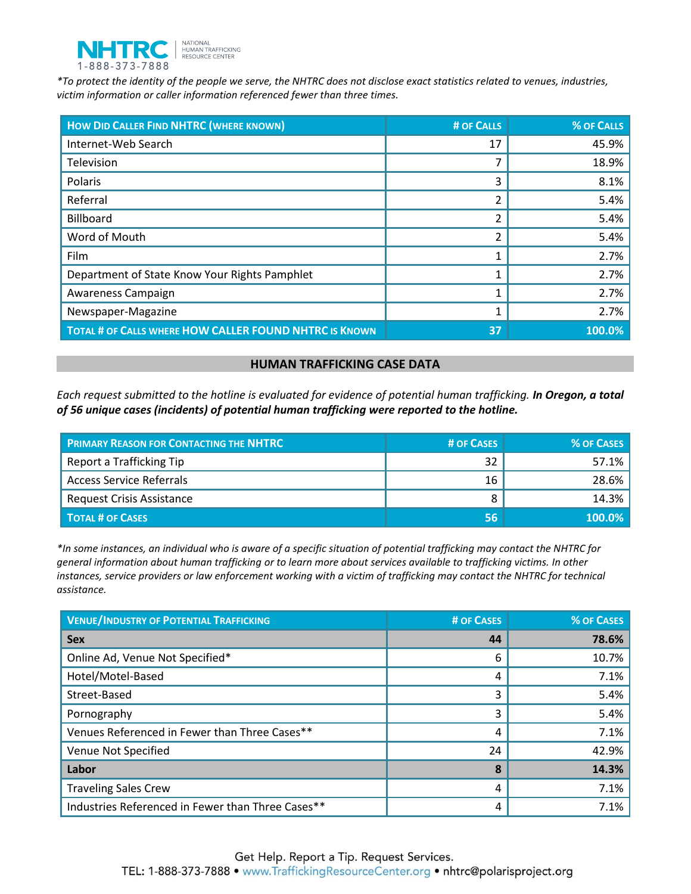*To protect the identity of the people we serve, the NHTRC does not disclose exact statistics related to venues, industries, victim information or caller information referenced fewer than three times.*

| How Did Caller Find NHTRC (where known) | # of Calls | % of Calls |
|---|---|---|
| Internet-Web Search | 17 | 45.9% |
| Television | 7 | 18.9% |
| Polaris | 3 | 8.1% |
| Referral | 2 | 5.4% |
| Billboard | 2 | 5.4% |
| Word of Mouth | 2 | 5.4% |
| Film | 1 | 2.7% |
| Department of State Know Your Rights Pamphlet | 1 | 2.7% |
| Awareness Campaign | 1 | 2.7% |
| Newspaper-Magazine | 1 | 2.7% |
| **Total # of Calls where How Caller Found NHTRC is Known** | **37** | **100.0%** |

## HUMAN TRAFFICKING CASE DATA

*Each request submitted to the hotline is evaluated for evidence of potential human trafficking.* ***In Oregon, a total of 56 unique cases (incidents) of potential human trafficking were reported to the hotline.***

| Primary Reason for Contacting the NHTRC | # of Cases | % of Cases |
|---|---|---|
| Report a Trafficking Tip | 32 | 57.1% |
| Access Service Referrals | 16 | 28.6% |
| Request Crisis Assistance | 8 | 14.3% |
| **Total # of Cases** | **56** | **100.0%** |

*\*In some instances, an individual who is aware of a specific situation of potential trafficking may contact the NHTRC for general information about human trafficking or to learn more about services available to trafficking victims. In other instances, service providers or law enforcement working with a victim of trafficking may contact the NHTRC for technical assistance.*

| Venue/Industry of Potential Trafficking | # of Cases | % of Cases |
|---|---|---|
| **Sex** | **44** | **78.6%** |
| Online Ad, Venue Not Specified* | 6 | 10.7% |
| Hotel/Motel-Based | 4 | 7.1% |
| Street-Based | 3 | 5.4% |
| Pornography | 3 | 5.4% |
| Venues Referenced in Fewer than Three Cases** | 4 | 7.1% |
| Venue Not Specified | 24 | 42.9% |
| **Labor** | **8** | **14.3%** |
| Traveling Sales Crew | 4 | 7.1% |
| Industries Referenced in Fewer than Three Cases** | 4 | 7.1% |

Get Help. Report a Tip. Request Services.
TEL: 1-888-373-7888 • www.TraffickingResourceCenter.org • nhtrc@polarisproject.org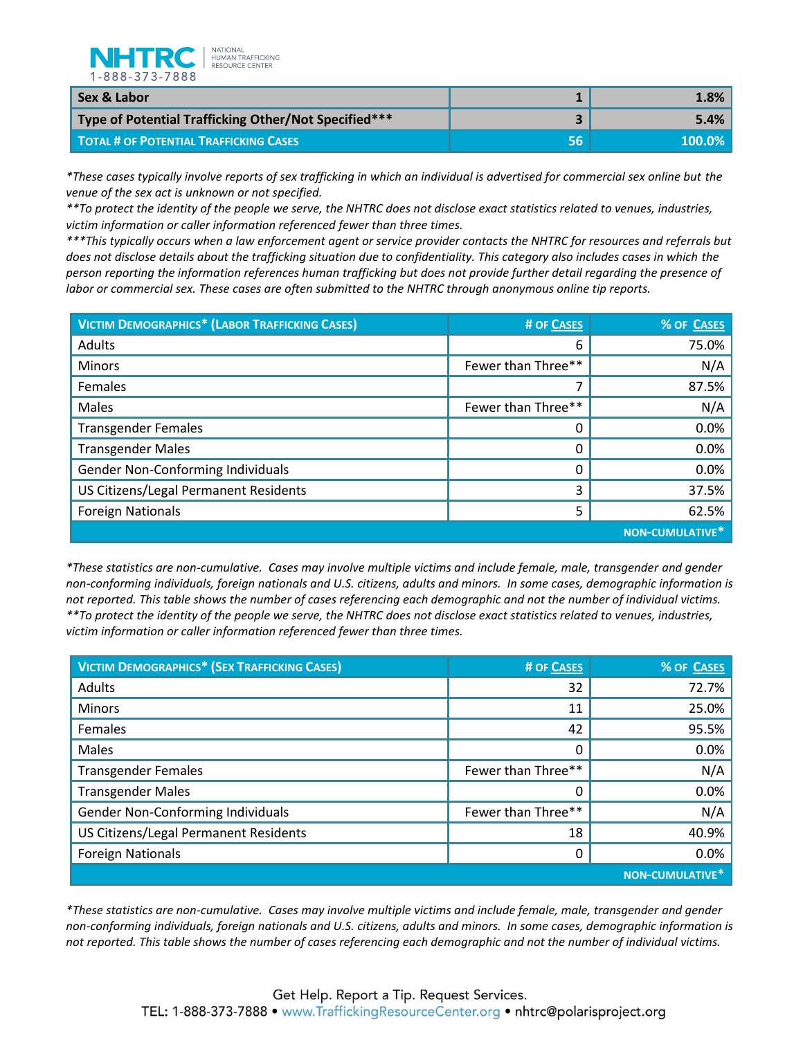| Sex & Labor | 1 | 1.8% |
|---|---|---|
| Type of Potential Trafficking Other/Not Specified*** | 3 | 5.4% |
| **Total # of Potential Trafficking Cases** | **56** | **100.0%** |

*These cases typically involve reports of sex trafficking in which an individual is advertised for commercial sex online but the venue of the sex act is unknown or not specified.*
***To protect the identity of the people we serve, the NHTRC does not disclose exact statistics related to venues, industries, victim information or caller information referenced fewer than three times.*
****This typically occurs when a law enforcement agent or service provider contacts the NHTRC for resources and referrals but does not disclose details about the trafficking situation due to confidentiality. This category also includes cases in which the person reporting the information references human trafficking but does not provide further detail regarding the presence of labor or commercial sex. These cases are often submitted to the NHTRC through anonymous online tip reports.*

| Victim Demographics* (Labor Trafficking Cases) | # of Cases | % of Cases |
|---|---|---|
| Adults | 6 | 75.0% |
| Minors | Fewer than Three** | N/A |
| Females | 7 | 87.5% |
| Males | Fewer than Three** | N/A |
| Transgender Females | 0 | 0.0% |
| Transgender Males | 0 | 0.0% |
| Gender Non-Conforming Individuals | 0 | 0.0% |
| US Citizens/Legal Permanent Residents | 3 | 37.5% |
| Foreign Nationals | 5 | 62.5% |
| | | NON-CUMULATIVE* |

*These statistics are non-cumulative. Cases may involve multiple victims and include female, male, transgender and gender non-conforming individuals, foreign nationals and U.S. citizens, adults and minors. In some cases, demographic information is not reported. This table shows the number of cases referencing each demographic and not the number of individual victims.*
***To protect the identity of the people we serve, the NHTRC does not disclose exact statistics related to venues, industries, victim information or caller information referenced fewer than three times.*

| Victim Demographics* (Sex Trafficking Cases) | # of Cases | % of Cases |
|---|---|---|
| Adults | 32 | 72.7% |
| Minors | 11 | 25.0% |
| Females | 42 | 95.5% |
| Males | 0 | 0.0% |
| Transgender Females | Fewer than Three** | N/A |
| Transgender Males | 0 | 0.0% |
| Gender Non-Conforming Individuals | Fewer than Three** | N/A |
| US Citizens/Legal Permanent Residents | 18 | 40.9% |
| Foreign Nationals | 0 | 0.0% |
| | | NON-CUMULATIVE* |

*These statistics are non-cumulative. Cases may involve multiple victims and include female, male, transgender and gender non-conforming individuals, foreign nationals and U.S. citizens, adults and minors. In some cases, demographic information is not reported. This table shows the number of cases referencing each demographic and not the number of individual victims.*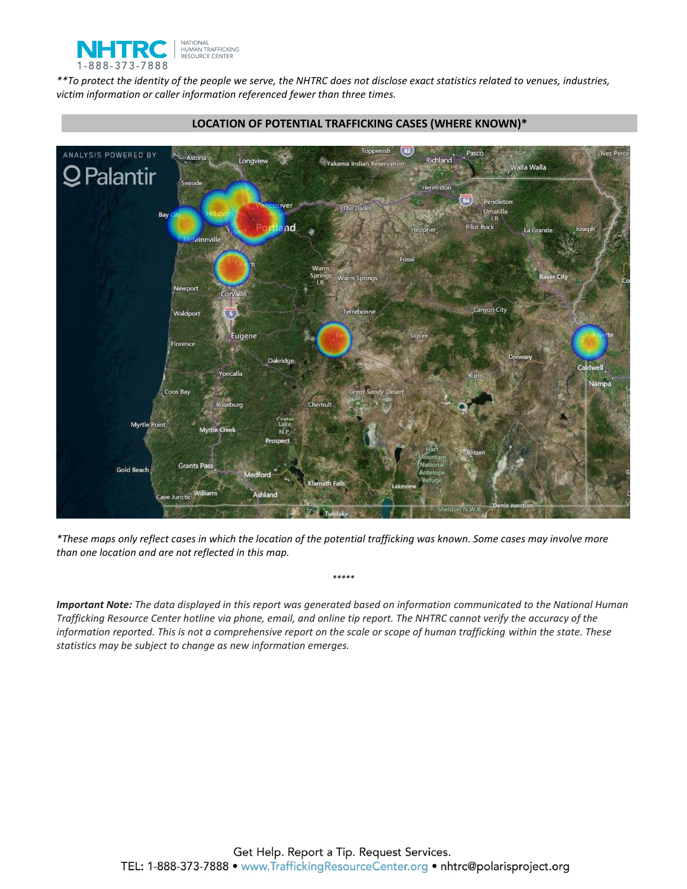**To protect the identity of the people we serve, the NHTRC does not disclose exact statistics related to venues, industries, victim information or caller information referenced fewer than three times.*

## LOCATION OF POTENTIAL TRAFFICKING CASES (WHERE KNOWN)*

ANALYSIS POWERED BY
Palantir

*These maps only reflect cases in which the location of the potential trafficking was known. Some cases may involve more than one location and are not reflected in this map.*

*****

***Important Note:*** *The data displayed in this report was generated based on information communicated to the National Human Trafficking Resource Center hotline via phone, email, and online tip report. The NHTRC cannot verify the accuracy of the information reported. This is not a comprehensive report on the scale or scope of human trafficking within the state. These statistics may be subject to change as new information emerges.*

Get Help. Report a Tip. Request Services.
TEL: 1-888-373-7888 • www.TraffickingResourceCenter.org • nhtrc@polarisproject.org